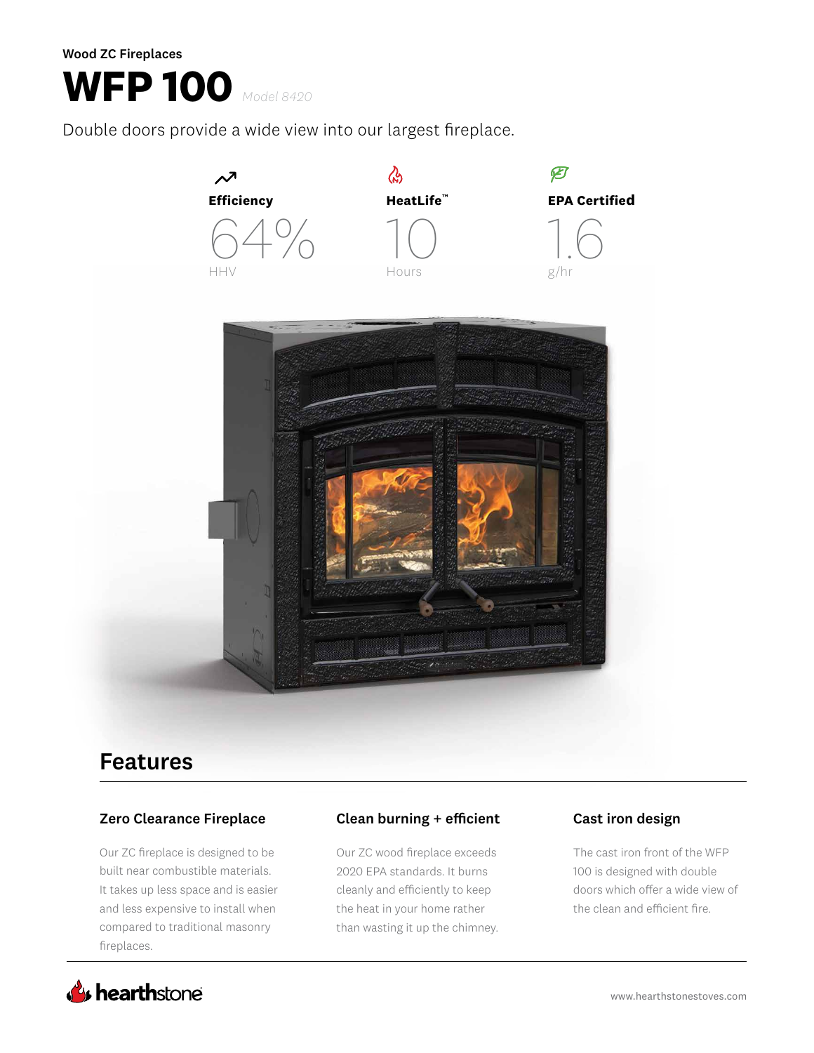Wood ZC Fireplaces

# WFP 100

*Model 8420*

Double doors provide a wide view into our largest fireplace.

| Efficiency | HeatLife™ | EPA Certified |
|---|---|---|
| 64% HHV | 10 Hours | 1.6 g/hr |

## Features

### Zero Clearance Fireplace

Our ZC fireplace is designed to be built near combustible materials. It takes up less space and is easier and less expensive to install when compared to traditional masonry fireplaces.

### Clean burning + efficient

Our ZC wood fireplace exceeds 2020 EPA standards. It burns cleanly and efficiently to keep the heat in your home rather than wasting it up the chimney.

### Cast iron design

The cast iron front of the WFP 100 is designed with double doors which offer a wide view of the clean and efficient fire.

hearthstone

www.hearthstonestoves.com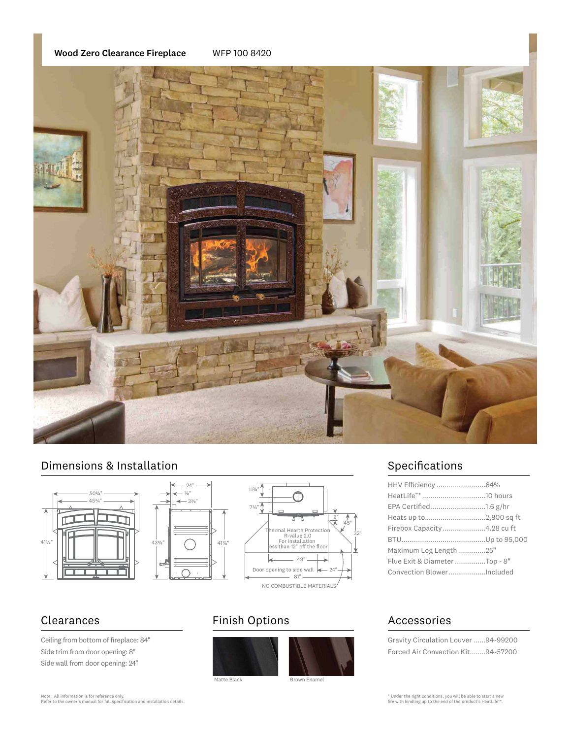**Wood Zero Clearance Fireplace** WFP 100 8420

## Dimensions & Installation

50¾"
45¼"
41½"

24"
⅞"
3⅜"
43⅜"
41⅞"

11⅞"
7¼"
6"
45°
32"
Thermal Hearth Protection
R-value 2.0
For installation
less than 12" off the floor
49"
Door opening to side wall
24"
81"
NO COMBUSTIBLE MATERIALS

## Specifications

| | |
|---|---|
| HHV Efficiency | 64% |
| HeatLife™* | 10 hours |
| EPA Certified | 1.6 g/hr |
| Heats up to | 2,800 sq ft |
| Firebox Capacity | 4.28 cu ft |
| BTU | Up to 95,000 |
| Maximum Log Length | 25" |
| Flue Exit & Diameter | Top - 8" |
| Convection Blower | Included |

## Clearances

Ceiling from bottom of fireplace: 84"
Side trim from door opening: 8"
Side wall from door opening: 24"

## Finish Options

Matte Black
Brown Enamel

## Accessories

| | |
|---|---|
| Gravity Circulation Louver | 94-99200 |
| Forced Air Convection Kit | 94-57200 |

Note: All information is for reference only.
Refer to the owner's manual for full specification and installation details.

* Under the right conditions, you will be able to start a new fire with kindling up to the end of the product's HeatLife™.